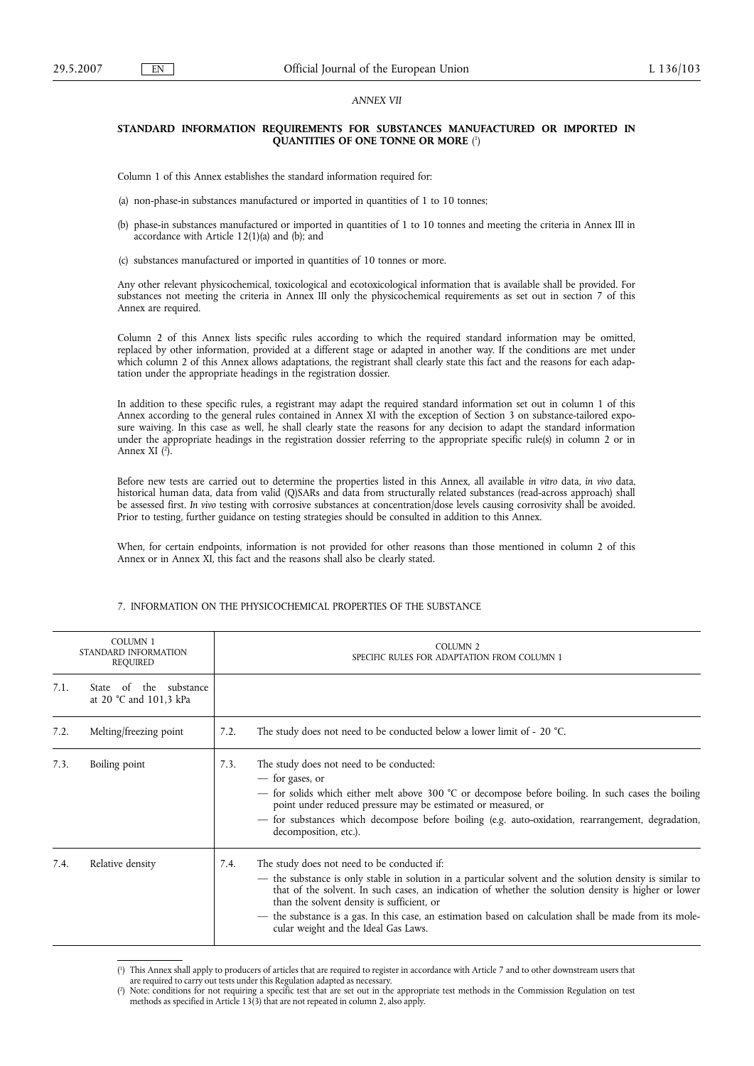*ANNEX VII*

## STANDARD INFORMATION REQUIREMENTS FOR SUBSTANCES MANUFACTURED OR IMPORTED IN QUANTITIES OF ONE TONNE OR MORE [1]

Column 1 of this Annex establishes the standard information required for:

(a) non-phase-in substances manufactured or imported in quantities of 1 to 10 tonnes;

(b) phase-in substances manufactured or imported in quantities of 1 to 10 tonnes and meeting the criteria in Annex III in accordance with Article 12(1)(a) and (b); and

(c) substances manufactured or imported in quantities of 10 tonnes or more.

Any other relevant physicochemical, toxicological and ecotoxicological information that is available shall be provided. For substances not meeting the criteria in Annex III only the physicochemical requirements as set out in section 7 of this Annex are required.

Column 2 of this Annex lists specific rules according to which the required standard information may be omitted, replaced by other information, provided at a different stage or adapted in another way. If the conditions are met under which column 2 of this Annex allows adaptations, the registrant shall clearly state this fact and the reasons for each adaptation under the appropriate headings in the registration dossier.

In addition to these specific rules, a registrant may adapt the required standard information set out in column 1 of this Annex according to the general rules contained in Annex XI with the exception of Section 3 on substance-tailored exposure waiving. In this case as well, he shall clearly state the reasons for any decision to adapt the standard information under the appropriate headings in the registration dossier referring to the appropriate specific rule(s) in column 2 or in Annex XI [2].

Before new tests are carried out to determine the properties listed in this Annex, all available *in vitro* data, *in vivo* data, historical human data, data from valid (Q)SARs and data from structurally related substances (read-across approach) shall be assessed first. *In vivo* testing with corrosive substances at concentration/dose levels causing corrosivity shall be avoided. Prior to testing, further guidance on testing strategies should be consulted in addition to this Annex.

When, for certain endpoints, information is not provided for other reasons than those mentioned in column 2 of this Annex or in Annex XI, this fact and the reasons shall also be clearly stated.

### 7. INFORMATION ON THE PHYSICOCHEMICAL PROPERTIES OF THE SUBSTANCE

| COLUMN 1 STANDARD INFORMATION REQUIRED | COLUMN 2 SPECIFIC RULES FOR ADAPTATION FROM COLUMN 1 |
|---|---|
| 7.1. State of the substance at 20 °C and 101,3 kPa | |
| 7.2. Melting/freezing point | 7.2. The study does not need to be conducted below a lower limit of - 20 °C. |
| 7.3. Boiling point | 7.3. The study does not need to be conducted:<br>— for gases, or<br>— for solids which either melt above 300 °C or decompose before boiling. In such cases the boiling point under reduced pressure may be estimated or measured, or<br>— for substances which decompose before boiling (e.g. auto-oxidation, rearrangement, degradation, decomposition, etc.). |
| 7.4. Relative density | 7.4. The study does not need to be conducted if:<br>— the substance is only stable in solution in a particular solvent and the solution density is similar to that of the solvent. In such cases, an indication of whether the solution density is higher or lower than the solvent density is sufficient, or<br>— the substance is a gas. In this case, an estimation based on calculation shall be made from its molecular weight and the Ideal Gas Laws. |

[1] This Annex shall apply to producers of articles that are required to register in accordance with Article 7 and to other downstream users that are required to carry out tests under this Regulation adapted as necessary.

[2] Note: conditions for not requiring a specific test that are set out in the appropriate test methods in the Commission Regulation on test methods as specified in Article 13(3) that are not repeated in column 2, also apply.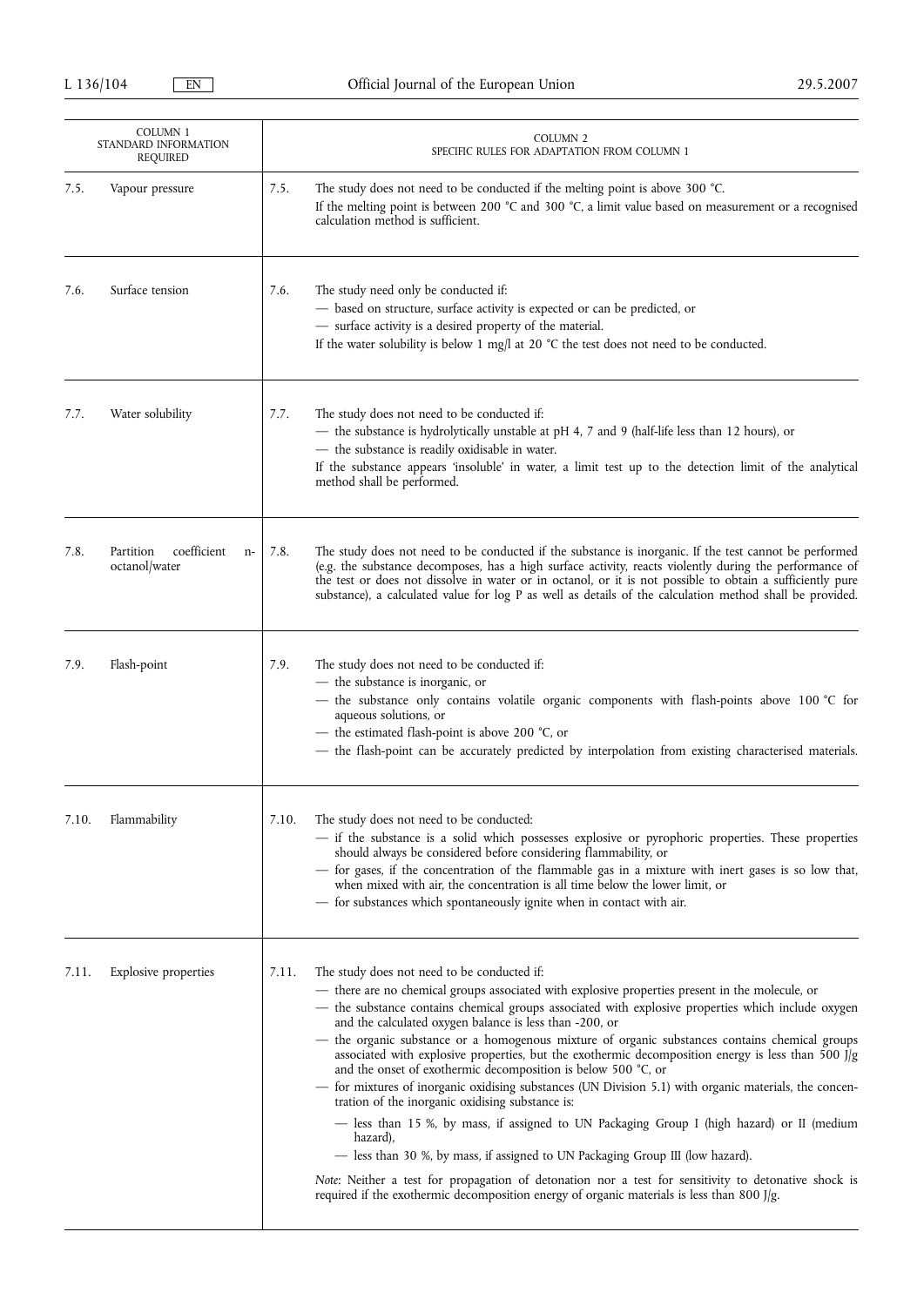| COLUMN 1 STANDARD INFORMATION REQUIRED | COLUMN 2 SPECIFIC RULES FOR ADAPTATION FROM COLUMN 1 |
|---|---|
| 7.5. Vapour pressure | 7.5. The study does not need to be conducted if the melting point is above 300 °C.<br>If the melting point is between 200 °C and 300 °C, a limit value based on measurement or a recognised calculation method is sufficient. |
| 7.6. Surface tension | 7.6. The study need only be conducted if:<br>— based on structure, surface activity is expected or can be predicted, or<br>— surface activity is a desired property of the material.<br>If the water solubility is below 1 mg/l at 20 °C the test does not need to be conducted. |
| 7.7. Water solubility | 7.7. The study does not need to be conducted if:<br>— the substance is hydrolytically unstable at pH 4, 7 and 9 (half-life less than 12 hours), or<br>— the substance is readily oxidisable in water.<br>If the substance appears 'insoluble' in water, a limit test up to the detection limit of the analytical method shall be performed. |
| 7.8. Partition coefficient n-octanol/water | 7.8. The study does not need to be conducted if the substance is inorganic. If the test cannot be performed (e.g. the substance decomposes, has a high surface activity, reacts violently during the performance of the test or does not dissolve in water or in octanol, or it is not possible to obtain a sufficiently pure substance), a calculated value for log P as well as details of the calculation method shall be provided. |
| 7.9. Flash-point | 7.9. The study does not need to be conducted if:<br>— the substance is inorganic, or<br>— the substance only contains volatile organic components with flash-points above 100 °C for aqueous solutions, or<br>— the estimated flash-point is above 200 °C, or<br>— the flash-point can be accurately predicted by interpolation from existing characterised materials. |
| 7.10. Flammability | 7.10. The study does not need to be conducted:<br>— if the substance is a solid which possesses explosive or pyrophoric properties. These properties should always be considered before considering flammability, or<br>— for gases, if the concentration of the flammable gas in a mixture with inert gases is so low that, when mixed with air, the concentration is all time below the lower limit, or<br>— for substances which spontaneously ignite when in contact with air. |
| 7.11. Explosive properties | 7.11. The study does not need to be conducted if:<br>— there are no chemical groups associated with explosive properties present in the molecule, or<br>— the substance contains chemical groups associated with explosive properties which include oxygen and the calculated oxygen balance is less than -200, or<br>— the organic substance or a homogenous mixture of organic substances contains chemical groups associated with explosive properties, but the exothermic decomposition energy is less than 500 J/g and the onset of exothermic decomposition is below 500 °C, or<br>— for mixtures of inorganic oxidising substances (UN Division 5.1) with organic materials, the concentration of the inorganic oxidising substance is:<br>— less than 15 %, by mass, if assigned to UN Packaging Group I (high hazard) or II (medium hazard),<br>— less than 30 %, by mass, if assigned to UN Packaging Group III (low hazard).<br>*Note*: Neither a test for propagation of detonation nor a test for sensitivity to detonative shock is required if the exothermic decomposition energy of organic materials is less than 800 J/g. |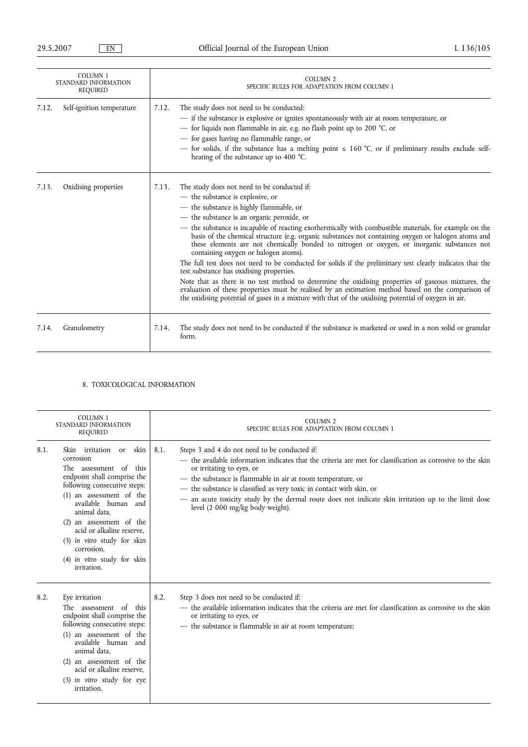| COLUMN 1 STANDARD INFORMATION REQUIRED | COLUMN 2 SPECIFIC RULES FOR ADAPTATION FROM COLUMN 1 |
|---|---|
| 7.12. Self-ignition temperature | 7.12. The study does not need to be conducted:<br>— if the substance is explosive or ignites spontaneously with air at room temperature, or<br>— for liquids non flammable in air, e.g. no flash point up to 200 °C, or<br>— for gases having no flammable range, or<br>— for solids, if the substance has a melting point ≤ 160 °C, or if preliminary results exclude self-heating of the substance up to 400 °C. |
| 7.13. Oxidising properties | 7.13. The study does not need to be conducted if:<br>— the substance is explosive, or<br>— the substance is highly flammable, or<br>— the substance is an organic peroxide, or<br>— the substance is incapable of reacting exothermically with combustible materials, for example on the basis of the chemical structure (e.g. organic substances not containing oxygen or halogen atoms and these elements are not chemically bonded to nitrogen or oxygen, or inorganic substances not containing oxygen or halogen atoms).<br>The full test does not need to be conducted for solids if the preliminary test clearly indicates that the test substance has oxidising properties.<br>Note that as there is no test method to determine the oxidising properties of gaseous mixtures, the evaluation of these properties must be realised by an estimation method based on the comparison of the oxidising potential of gases in a mixture with that of the oxidising potential of oxygen in air. |
| 7.14. Granulometry | 7.14. The study does not need to be conducted if the substance is marketed or used in a non solid or granular form. |

## 8. TOXICOLOGICAL INFORMATION

| COLUMN 1 STANDARD INFORMATION REQUIRED | COLUMN 2 SPECIFIC RULES FOR ADAPTATION FROM COLUMN 1 |
|---|---|
| 8.1. Skin irritation or skin corrosion<br>The assessment of this endpoint shall comprise the following consecutive steps:<br>(1) an assessment of the available human and animal data,<br>(2) an assessment of the acid or alkaline reserve,<br>(3) *in vitro* study for skin corrosion,<br>(4) *in vitro* study for skin irritation. | 8.1. Steps 3 and 4 do not need to be conducted if:<br>— the available information indicates that the criteria are met for classification as corrosive to the skin or irritating to eyes, or<br>— the substance is flammable in air at room temperature, or<br>— the substance is classified as very toxic in contact with skin, or<br>— an acute toxicity study by the dermal route does not indicate skin irritation up to the limit dose level (2 000 mg/kg body weight). |
| 8.2. Eye irritation<br>The assessment of this endpoint shall comprise the following consecutive steps:<br>(1) an assessment of the available human and animal data,<br>(2) an assessment of the acid or alkaline reserve,<br>(3) *in vitro* study for eye irritation. | 8.2. Step 3 does not need to be conducted if:<br>— the available information indicates that the criteria are met for classification as corrosive to the skin or irritating to eyes, or<br>— the substance is flammable in air at room temperature; |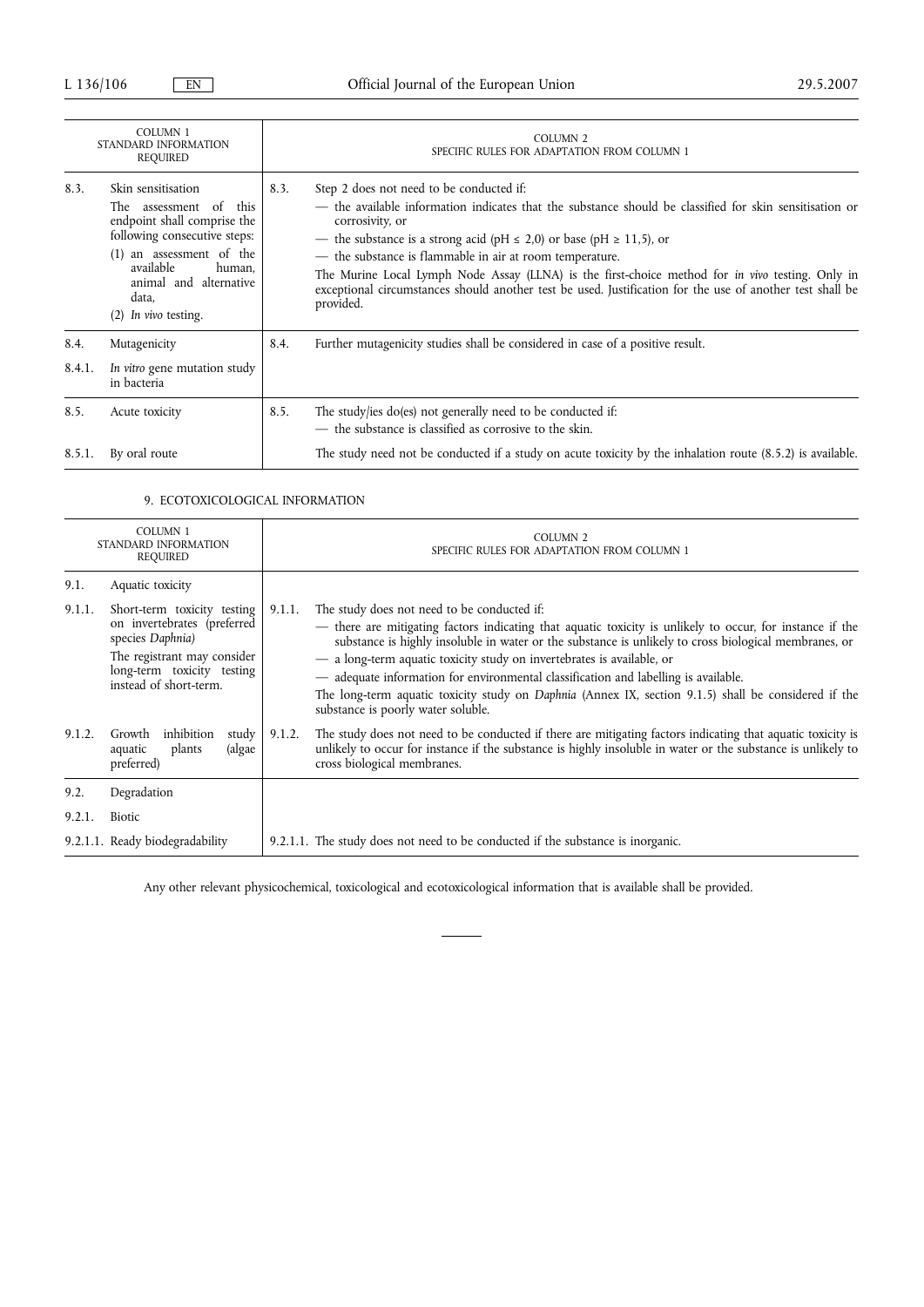| COLUMN 1 STANDARD INFORMATION REQUIRED | COLUMN 2 SPECIFIC RULES FOR ADAPTATION FROM COLUMN 1 |
|---|---|
| 8.3. Skin sensitisation<br>The assessment of this endpoint shall comprise the following consecutive steps:<br>(1) an assessment of the available human, animal and alternative data,<br>(2) *In vivo* testing. | 8.3. Step 2 does not need to be conducted if:<br>— the available information indicates that the substance should be classified for skin sensitisation or corrosivity, or<br>— the substance is a strong acid (pH ≤ 2,0) or base (pH ≥ 11,5), or<br>— the substance is flammable in air at room temperature.<br>The Murine Local Lymph Node Assay (LLNA) is the first-choice method for *in vivo* testing. Only in exceptional circumstances should another test be used. Justification for the use of another test shall be provided. |
| 8.4. Mutagenicity<br>8.4.1. *In vitro* gene mutation study in bacteria | 8.4. Further mutagenicity studies shall be considered in case of a positive result. |
| 8.5. Acute toxicity<br>8.5.1. By oral route | 8.5. The study/ies do(es) not generally need to be conducted if:<br>— the substance is classified as corrosive to the skin.<br>The study need not be conducted if a study on acute toxicity by the inhalation route (8.5.2) is available. |

9. ECOTOXICOLOGICAL INFORMATION

| COLUMN 1 STANDARD INFORMATION REQUIRED | COLUMN 2 SPECIFIC RULES FOR ADAPTATION FROM COLUMN 1 |
|---|---|
| 9.1. Aquatic toxicity | |
| 9.1.1. Short-term toxicity testing on invertebrates (preferred species *Daphnia)*<br>The registrant may consider long-term toxicity testing instead of short-term. | 9.1.1. The study does not need to be conducted if:<br>— there are mitigating factors indicating that aquatic toxicity is unlikely to occur, for instance if the substance is highly insoluble in water or the substance is unlikely to cross biological membranes, or<br>— a long-term aquatic toxicity study on invertebrates is available, or<br>— adequate information for environmental classification and labelling is available.<br>The long-term aquatic toxicity study on *Daphnia* (Annex IX, section 9.1.5) shall be considered if the substance is poorly water soluble. |
| 9.1.2. Growth inhibition study aquatic plants (algae preferred) | 9.1.2. The study does not need to be conducted if there are mitigating factors indicating that aquatic toxicity is unlikely to occur for instance if the substance is highly insoluble in water or the substance is unlikely to cross biological membranes. |
| 9.2. Degradation<br>9.2.1. Biotic<br>9.2.1.1. Ready biodegradability | 9.2.1.1. The study does not need to be conducted if the substance is inorganic. |

Any other relevant physicochemical, toxicological and ecotoxicological information that is available shall be provided.